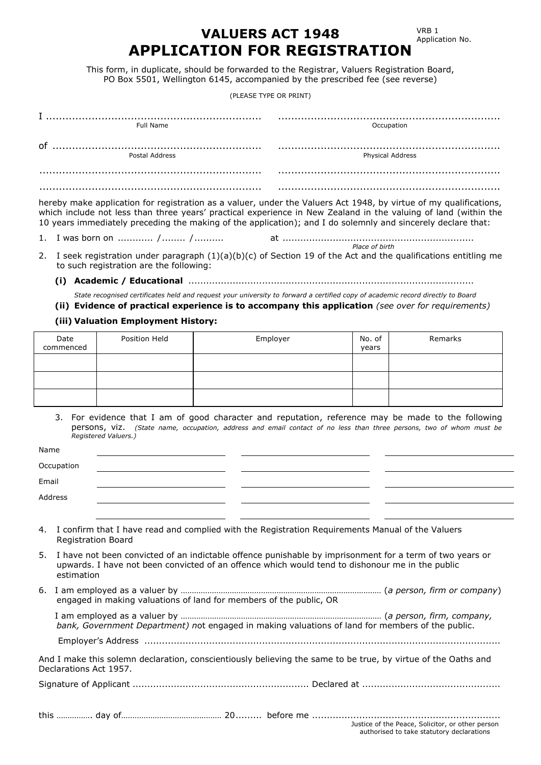VRB 1
Application No.

# VALUERS ACT 1948
# APPLICATION FOR REGISTRATION

This form, in duplicate, should be forwarded to the Registrar, Valuers Registration Board, PO Box 5501, Wellington 6145, accompanied by the prescribed fee (see reverse)

(PLEASE TYPE OR PRINT)

I .................................................................. ..................................................................
Full Name Occupation

of .................................................................. ..................................................................
Postal Address Physical Address

.................................................................. ..................................................................

.................................................................. ..................................................................

hereby make application for registration as a valuer, under the Valuers Act 1948, by virtue of my qualifications, which include not less than three years' practical experience in New Zealand in the valuing of land (within the 10 years immediately preceding the making of the application); and I do solemnly and sincerely declare that:

1. I was born on ............ /........ /.......... at .................................................................
   *Place of birth*
2. I seek registration under paragraph (1)(a)(b)(c) of Section 19 of the Act and the qualifications entitling me to such registration are the following:

   **(i) Academic / Educational** ................................................................................................

   *State recognised certificates held and request your university to forward a certified copy of academic record directly to Board*

   **(ii) Evidence of practical experience is to accompany this application** *(see over for requirements)*

   **(iii) Valuation Employment History:**

| Date commenced | Position Held | Employer | No. of years | Remarks |
|---|---|---|---|---|
| | | | | |
| | | | | |
| | | | | |

3. For evidence that I am of good character and reputation, reference may be made to the following persons, viz. *(State name, occupation, address and email contact of no less than three persons, two of whom must be Registered Valuers.)*

| | | | |
|---|---|---|---|
| Name | | | |
| Occupation | | | |
| Email | | | |
| Address | | | |
| | | | |

4. I confirm that I have read and complied with the Registration Requirements Manual of the Valuers Registration Board
5. I have not been convicted of an indictable offence punishable by imprisonment for a term of two years or upwards. I have not been convicted of an offence which would tend to dishonour me in the public estimation
6. I am employed as a valuer by ........................................................................................ (*a person, firm or company*) engaged in making valuations of land for members of the public, OR

   I am employed as a valuer by ........................................................................................ (*a person, firm, company, bank, Government Department) n*ot engaged in making valuations of land for members of the public.

   Employer's Address ........................................................................................................................

And I make this solemn declaration, conscientiously believing the same to be true, by virtue of the Oaths and Declarations Act 1957.

Signature of Applicant ........................................................... Declared at ..............................................

this ……………. day of……………………………………… 20......... before me ...............................................................
Justice of the Peace, Solicitor, or other person authorised to take statutory declarations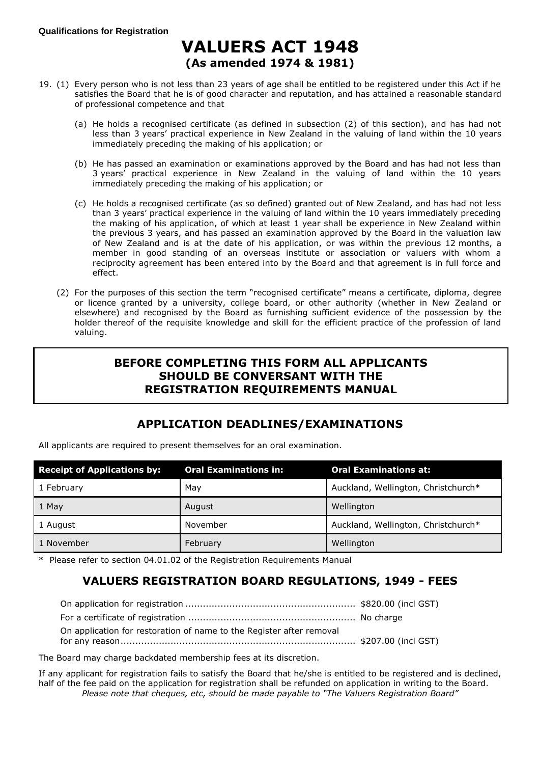**Qualifications for Registration**

# VALUERS ACT 1948

## (As amended 1974 & 1981)

19. (1) Every person who is not less than 23 years of age shall be entitled to be registered under this Act if he satisfies the Board that he is of good character and reputation, and has attained a reasonable standard of professional competence and that

    (a) He holds a recognised certificate (as defined in subsection (2) of this section), and has had not less than 3 years' practical experience in New Zealand in the valuing of land within the 10 years immediately preceding the making of his application; or

    (b) He has passed an examination or examinations approved by the Board and has had not less than 3 years' practical experience in New Zealand in the valuing of land within the 10 years immediately preceding the making of his application; or

    (c) He holds a recognised certificate (as so defined) granted out of New Zealand, and has had not less than 3 years' practical experience in the valuing of land within the 10 years immediately preceding the making of his application, of which at least 1 year shall be experience in New Zealand within the previous 3 years, and has passed an examination approved by the Board in the valuation law of New Zealand and is at the date of his application, or was within the previous 12 months, a member in good standing of an overseas institute or association or valuers with whom a reciprocity agreement has been entered into by the Board and that agreement is in full force and effect.

    (2) For the purposes of this section the term "recognised certificate" means a certificate, diploma, degree or licence granted by a university, college board, or other authority (whether in New Zealand or elsewhere) and recognised by the Board as furnishing sufficient evidence of the possession by the holder thereof of the requisite knowledge and skill for the efficient practice of the profession of land valuing.

**BEFORE COMPLETING THIS FORM ALL APPLICANTS SHOULD BE CONVERSANT WITH THE REGISTRATION REQUIREMENTS MANUAL**

## APPLICATION DEADLINES/EXAMINATIONS

All applicants are required to present themselves for an oral examination.

| Receipt of Applications by: | Oral Examinations in: | Oral Examinations at: |
|---|---|---|
| 1 February | May | Auckland, Wellington, Christchurch* |
| 1 May | August | Wellington |
| 1 August | November | Auckland, Wellington, Christchurch* |
| 1 November | February | Wellington |

\* Please refer to section 04.01.02 of the Registration Requirements Manual

## VALUERS REGISTRATION BOARD REGULATIONS, 1949 - FEES

On application for registration .......................................................... $820.00 (incl GST)

For a certificate of registration .......................................................... No charge

On application for restoration of name to the Register after removal for any reason.................................................................................. $207.00 (incl GST)

The Board may charge backdated membership fees at its discretion.

If any applicant for registration fails to satisfy the Board that he/she is entitled to be registered and is declined, half of the fee paid on the application for registration shall be refunded on application in writing to the Board.

*Please note that cheques, etc, should be made payable to "The Valuers Registration Board"*